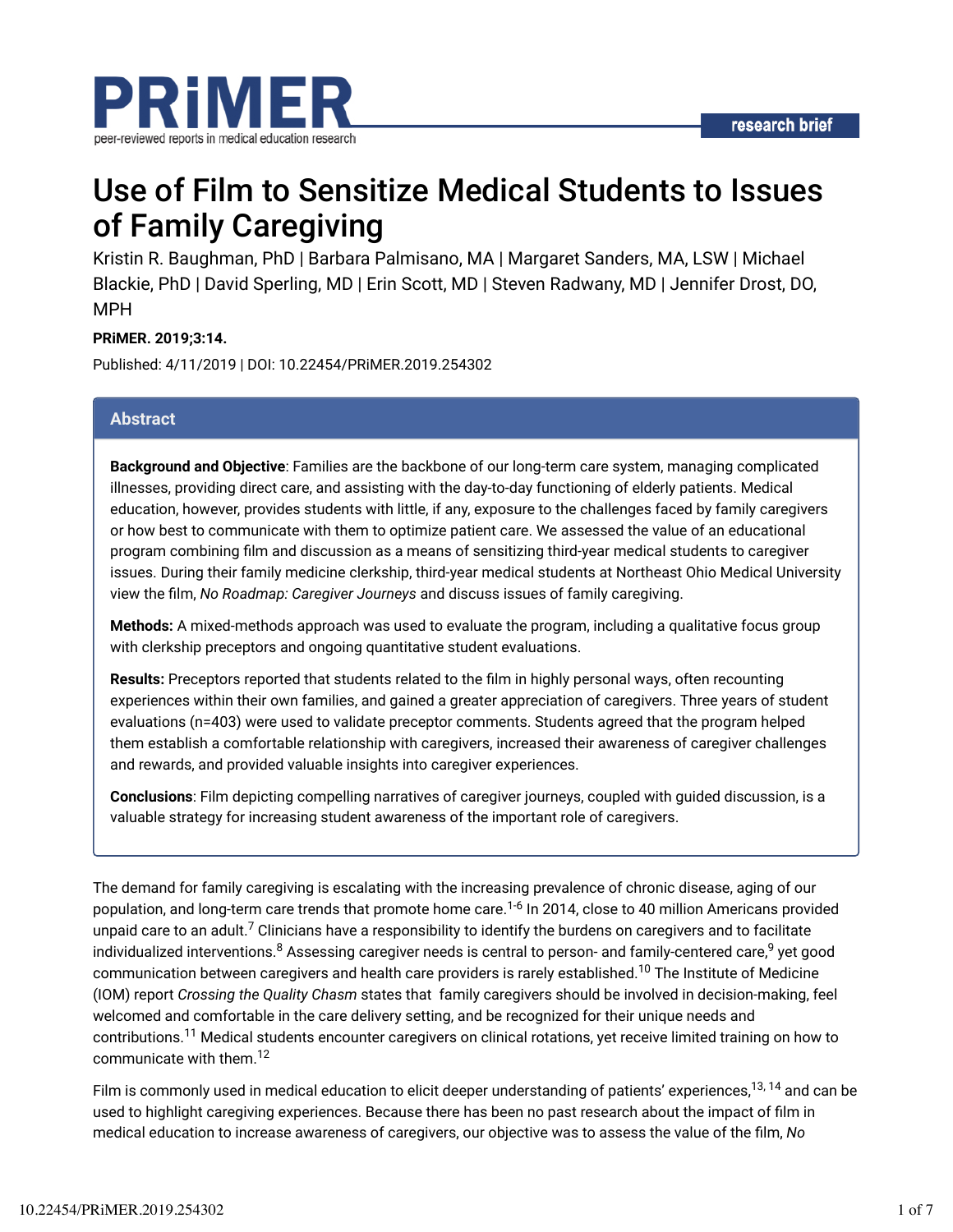research brief

# Use of Film to Sensitize Medical Students to Issues of Family Caregiving

Kristin R. Baughman, PhD | Barbara Palmisano, MA | Margaret Sanders, MA, LSW | Michael Blackie, PhD | David Sperling, MD | Erin Scott, MD | Steven Radwany, MD | Jennifer Drost, DO, MPH

**PRiMER. 2019;3:14.**

Published: 4/11/2019 | DOI: 10.22454/PRiMER.2019.254302

## Abstract

**Background and Objective**: Families are the backbone of our long-term care system, managing complicated illnesses, providing direct care, and assisting with the day-to-day functioning of elderly patients. Medical education, however, provides students with little, if any, exposure to the challenges faced by family caregivers or how best to communicate with them to optimize patient care. We assessed the value of an educational program combining film and discussion as a means of sensitizing third-year medical students to caregiver issues. During their family medicine clerkship, third-year medical students at Northeast Ohio Medical University view the film, *No Roadmap: Caregiver Journeys* and discuss issues of family caregiving.

**Methods:** A mixed-methods approach was used to evaluate the program, including a qualitative focus group with clerkship preceptors and ongoing quantitative student evaluations.

**Results:** Preceptors reported that students related to the film in highly personal ways, often recounting experiences within their own families, and gained a greater appreciation of caregivers. Three years of student evaluations (n=403) were used to validate preceptor comments. Students agreed that the program helped them establish a comfortable relationship with caregivers, increased their awareness of caregiver challenges and rewards, and provided valuable insights into caregiver experiences.

**Conclusions**: Film depicting compelling narratives of caregiver journeys, coupled with guided discussion, is a valuable strategy for increasing student awareness of the important role of caregivers.

The demand for family caregiving is escalating with the increasing prevalence of chronic disease, aging of our population, and long-term care trends that promote home care.[1-6] In 2014, close to 40 million Americans provided unpaid care to an adult.[7] Clinicians have a responsibility to identify the burdens on caregivers and to facilitate individualized interventions.[8] Assessing caregiver needs is central to person- and family-centered care,[9] yet good communication between caregivers and health care providers is rarely established.[10] The Institute of Medicine (IOM) report *Crossing the Quality Chasm* states that family caregivers should be involved in decision-making, feel welcomed and comfortable in the care delivery setting, and be recognized for their unique needs and contributions.[11] Medical students encounter caregivers on clinical rotations, yet receive limited training on how to communicate with them.[12]

Film is commonly used in medical education to elicit deeper understanding of patients' experiences,[13, 14] and can be used to highlight caregiving experiences. Because there has been no past research about the impact of film in medical education to increase awareness of caregivers, our objective was to assess the value of the film, *No*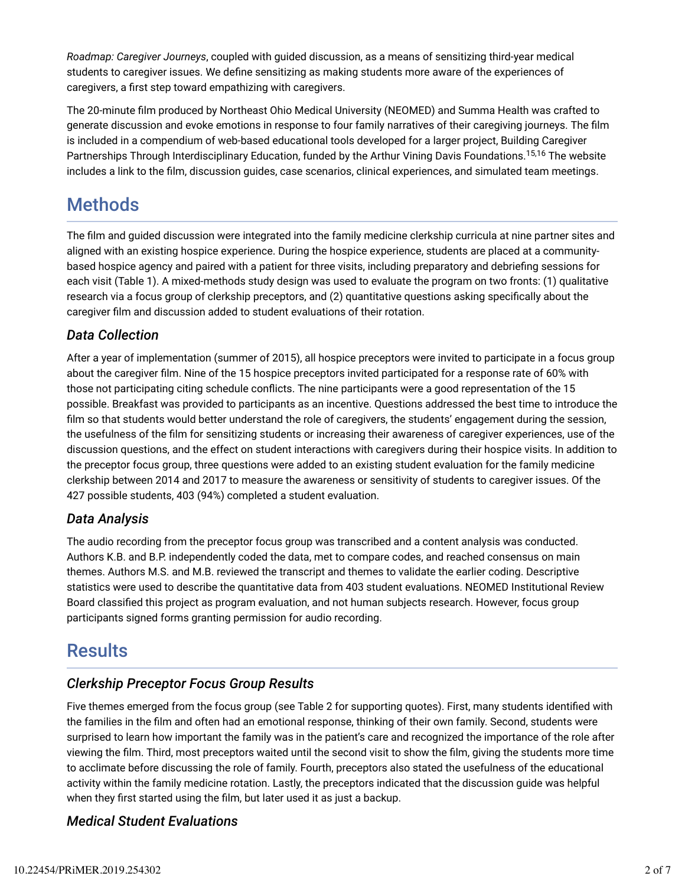*Roadmap: Caregiver Journeys*, coupled with guided discussion, as a means of sensitizing third-year medical students to caregiver issues. We define sensitizing as making students more aware of the experiences of caregivers, a first step toward empathizing with caregivers.

The 20-minute film produced by Northeast Ohio Medical University (NEOMED) and Summa Health was crafted to generate discussion and evoke emotions in response to four family narratives of their caregiving journeys. The film is included in a compendium of web-based educational tools developed for a larger project, Building Caregiver Partnerships Through Interdisciplinary Education, funded by the Arthur Vining Davis Foundations.[15,16] The website includes a link to the film, discussion guides, case scenarios, clinical experiences, and simulated team meetings.

# Methods

The film and guided discussion were integrated into the family medicine clerkship curricula at nine partner sites and aligned with an existing hospice experience. During the hospice experience, students are placed at a community-based hospice agency and paired with a patient for three visits, including preparatory and debriefing sessions for each visit (Table 1). A mixed-methods study design was used to evaluate the program on two fronts: (1) qualitative research via a focus group of clerkship preceptors, and (2) quantitative questions asking specifically about the caregiver film and discussion added to student evaluations of their rotation.

## *Data Collection*

After a year of implementation (summer of 2015), all hospice preceptors were invited to participate in a focus group about the caregiver film. Nine of the 15 hospice preceptors invited participated for a response rate of 60% with those not participating citing schedule conflicts. The nine participants were a good representation of the 15 possible. Breakfast was provided to participants as an incentive. Questions addressed the best time to introduce the film so that students would better understand the role of caregivers, the students' engagement during the session, the usefulness of the film for sensitizing students or increasing their awareness of caregiver experiences, use of the discussion questions, and the effect on student interactions with caregivers during their hospice visits. In addition to the preceptor focus group, three questions were added to an existing student evaluation for the family medicine clerkship between 2014 and 2017 to measure the awareness or sensitivity of students to caregiver issues. Of the 427 possible students, 403 (94%) completed a student evaluation.

## *Data Analysis*

The audio recording from the preceptor focus group was transcribed and a content analysis was conducted. Authors K.B. and B.P. independently coded the data, met to compare codes, and reached consensus on main themes. Authors M.S. and M.B. reviewed the transcript and themes to validate the earlier coding. Descriptive statistics were used to describe the quantitative data from 403 student evaluations. NEOMED Institutional Review Board classified this project as program evaluation, and not human subjects research. However, focus group participants signed forms granting permission for audio recording.

# Results

## *Clerkship Preceptor Focus Group Results*

Five themes emerged from the focus group (see Table 2 for supporting quotes). First, many students identified with the families in the film and often had an emotional response, thinking of their own family. Second, students were surprised to learn how important the family was in the patient's care and recognized the importance of the role after viewing the film. Third, most preceptors waited until the second visit to show the film, giving the students more time to acclimate before discussing the role of family. Fourth, preceptors also stated the usefulness of the educational activity within the family medicine rotation. Lastly, the preceptors indicated that the discussion guide was helpful when they first started using the film, but later used it as just a backup.

## *Medical Student Evaluations*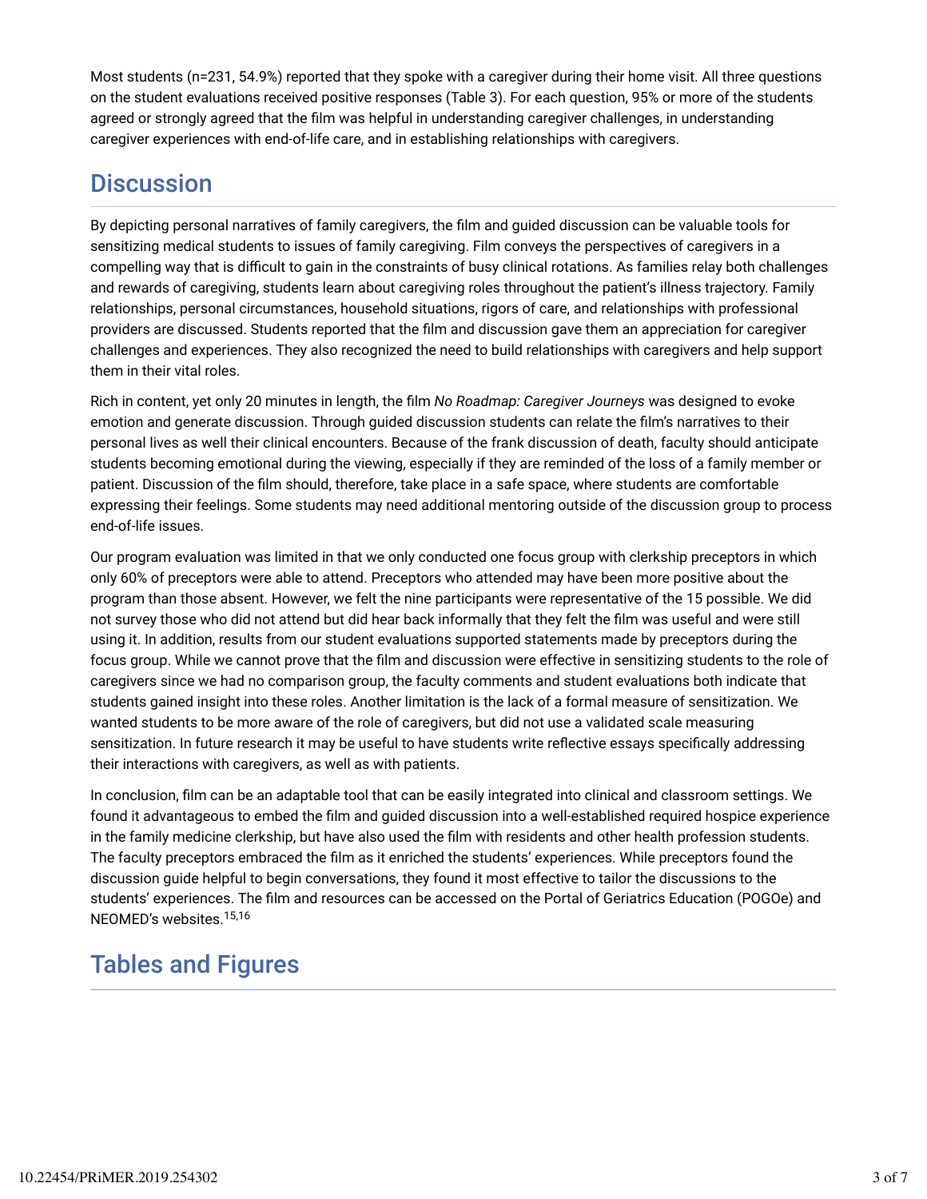Most students (n=231, 54.9%) reported that they spoke with a caregiver during their home visit. All three questions on the student evaluations received positive responses (Table 3). For each question, 95% or more of the students agreed or strongly agreed that the film was helpful in understanding caregiver challenges, in understanding caregiver experiences with end-of-life care, and in establishing relationships with caregivers.

## Discussion

By depicting personal narratives of family caregivers, the film and guided discussion can be valuable tools for sensitizing medical students to issues of family caregiving. Film conveys the perspectives of caregivers in a compelling way that is difficult to gain in the constraints of busy clinical rotations. As families relay both challenges and rewards of caregiving, students learn about caregiving roles throughout the patient's illness trajectory. Family relationships, personal circumstances, household situations, rigors of care, and relationships with professional providers are discussed. Students reported that the film and discussion gave them an appreciation for caregiver challenges and experiences. They also recognized the need to build relationships with caregivers and help support them in their vital roles.

Rich in content, yet only 20 minutes in length, the film *No Roadmap: Caregiver Journeys* was designed to evoke emotion and generate discussion. Through guided discussion students can relate the film's narratives to their personal lives as well their clinical encounters. Because of the frank discussion of death, faculty should anticipate students becoming emotional during the viewing, especially if they are reminded of the loss of a family member or patient. Discussion of the film should, therefore, take place in a safe space, where students are comfortable expressing their feelings. Some students may need additional mentoring outside of the discussion group to process end-of-life issues.

Our program evaluation was limited in that we only conducted one focus group with clerkship preceptors in which only 60% of preceptors were able to attend. Preceptors who attended may have been more positive about the program than those absent. However, we felt the nine participants were representative of the 15 possible. We did not survey those who did not attend but did hear back informally that they felt the film was useful and were still using it. In addition, results from our student evaluations supported statements made by preceptors during the focus group. While we cannot prove that the film and discussion were effective in sensitizing students to the role of caregivers since we had no comparison group, the faculty comments and student evaluations both indicate that students gained insight into these roles. Another limitation is the lack of a formal measure of sensitization. We wanted students to be more aware of the role of caregivers, but did not use a validated scale measuring sensitization. In future research it may be useful to have students write reflective essays specifically addressing their interactions with caregivers, as well as with patients.

In conclusion, film can be an adaptable tool that can be easily integrated into clinical and classroom settings. We found it advantageous to embed the film and guided discussion into a well-established required hospice experience in the family medicine clerkship, but have also used the film with residents and other health profession students. The faculty preceptors embraced the film as it enriched the students' experiences. While preceptors found the discussion guide helpful to begin conversations, they found it most effective to tailor the discussions to the students' experiences. The film and resources can be accessed on the Portal of Geriatrics Education (POGOe) and NEOMED's websites.[15,16]

## Tables and Figures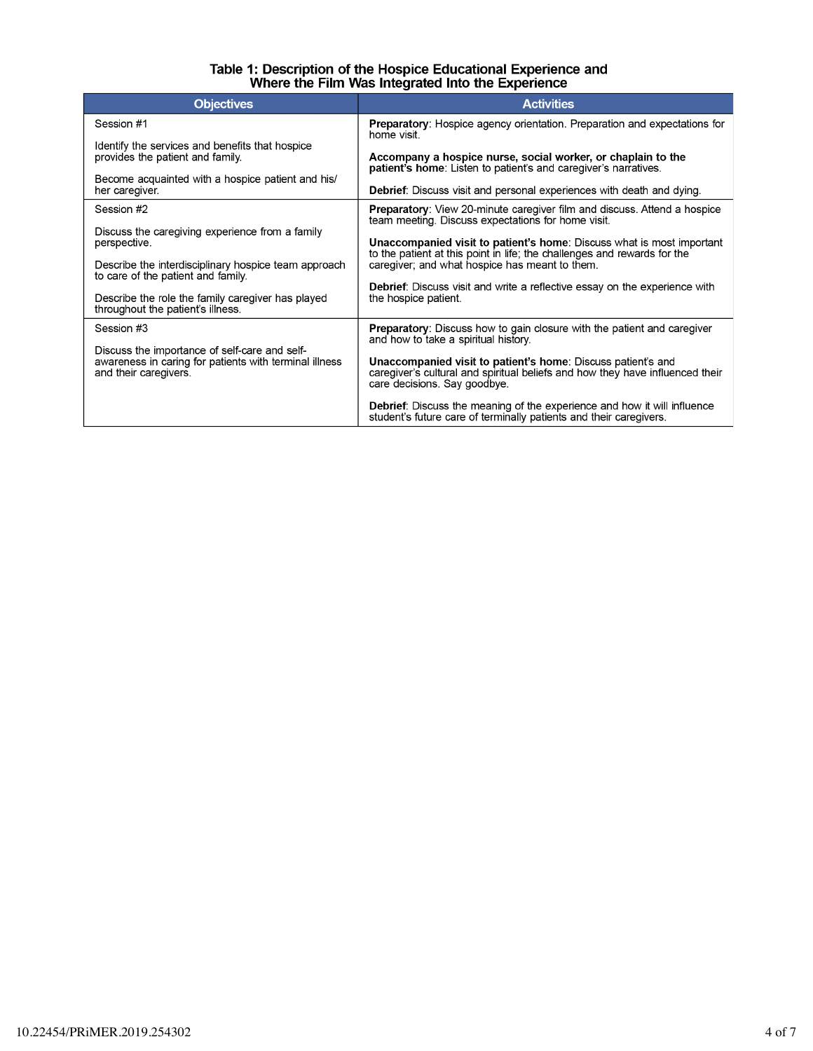**Table 1: Description of the Hospice Educational Experience and Where the Film Was Integrated Into the Experience**

| Objectives | Activities |
| --- | --- |
| Session #1<br><br>Identify the services and benefits that hospice provides the patient and family.<br><br>Become acquainted with a hospice patient and his/her caregiver. | **Preparatory**: Hospice agency orientation. Preparation and expectations for home visit.<br><br>**Accompany a hospice nurse, social worker, or chaplain to the patient's home**: Listen to patient's and caregiver's narratives.<br><br>**Debrief**: Discuss visit and personal experiences with death and dying. |
| Session #2<br><br>Discuss the caregiving experience from a family perspective.<br><br>Describe the interdisciplinary hospice team approach to care of the patient and family.<br><br>Describe the role the family caregiver has played throughout the patient's illness. | **Preparatory**: View 20-minute caregiver film and discuss. Attend a hospice team meeting. Discuss expectations for home visit.<br><br>**Unaccompanied visit to patient's home**: Discuss what is most important to the patient at this point in life; the challenges and rewards for the caregiver; and what hospice has meant to them.<br><br>**Debrief**: Discuss visit and write a reflective essay on the experience with the hospice patient. |
| Session #3<br><br>Discuss the importance of self-care and self-awareness in caring for patients with terminal illness and their caregivers. | **Preparatory**: Discuss how to gain closure with the patient and caregiver and how to take a spiritual history.<br><br>**Unaccompanied visit to patient's home**: Discuss patient's and caregiver's cultural and spiritual beliefs and how they have influenced their care decisions. Say goodbye.<br><br>**Debrief**: Discuss the meaning of the experience and how it will influence student's future care of terminally patients and their caregivers. |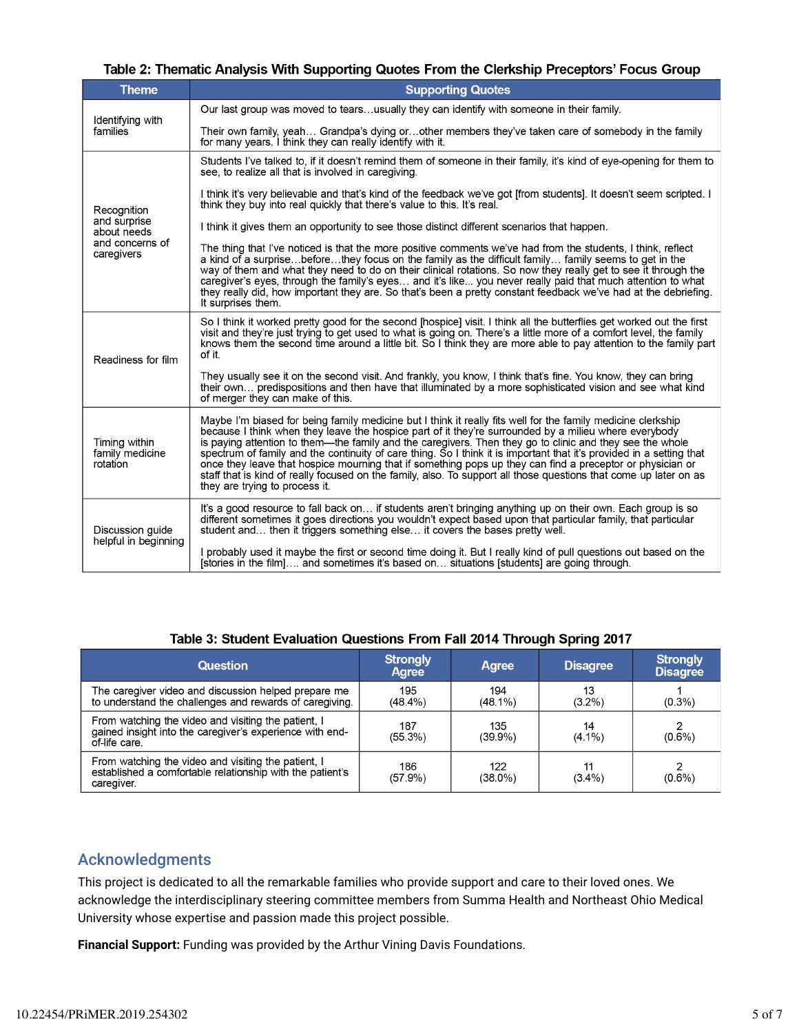**Table 2: Thematic Analysis With Supporting Quotes From the Clerkship Preceptors' Focus Group**

| Theme | Supporting Quotes |
|---|---|
| Identifying with families | Our last group was moved to tears…usually they can identify with someone in their family.<br><br>Their own family, yeah… Grandpa's dying or…other members they've taken care of somebody in the family for many years. I think they can really identify with it. |
| Recognition and surprise about needs and concerns of caregivers | Students I've talked to, if it doesn't remind them of someone in their family, it's kind of eye-opening for them to see, to realize all that is involved in caregiving.<br><br>I think it's very believable and that's kind of the feedback we've got [from students]. It doesn't seem scripted. I think they buy into real quickly that there's value to this. It's real.<br><br>I think it gives them an opportunity to see those distinct different scenarios that happen.<br><br>The thing that I've noticed is that the more positive comments we've had from the students, I think, reflect a kind of a surprise…before…they focus on the family as the difficult family… family seems to get in the way of them and what they need to do on their clinical rotations. So now they really get to see it through the caregiver's eyes, through the family's eyes… and it's like... you never really paid that much attention to what they really did, how important they are. So that's been a pretty constant feedback we've had at the debriefing. It surprises them. |
| Readiness for film | So I think it worked pretty good for the second [hospice] visit. I think all the butterflies get worked out the first visit and they're just trying to get used to what is going on. There's a little more of a comfort level, the family knows them the second time around a little bit. So I think they are more able to pay attention to the family part of it.<br><br>They usually see it on the second visit. And frankly, you know, I think that's fine. You know, they can bring their own… predispositions and then have that illuminated by a more sophisticated vision and see what kind of merger they can make of this. |
| Timing within family medicine rotation | Maybe I'm biased for being family medicine but I think it really fits well for the family medicine clerkship because I think when they leave the hospice part of it they're surrounded by a milieu where everybody is paying attention to them—the family and the caregivers. Then they go to clinic and they see the whole spectrum of family and the continuity of care thing. So I think it is important that it's provided in a setting that once they leave that hospice mourning that if something pops up they can find a preceptor or physician or staff that is kind of really focused on the family, also. To support all those questions that come up later on as they are trying to process it. |
| Discussion guide helpful in beginning | It's a good resource to fall back on… if students aren't bringing anything up on their own. Each group is so different sometimes it goes directions you wouldn't expect based upon that particular family, that particular student and… then it triggers something else… it covers the bases pretty well.<br><br>I probably used it maybe the first or second time doing it. But I really kind of pull questions out based on the [stories in the film]…. and sometimes it's based on… situations [students] are going through. |

**Table 3: Student Evaluation Questions From Fall 2014 Through Spring 2017**

| Question | Strongly Agree | Agree | Disagree | Strongly Disagree |
|---|---|---|---|---|
| The caregiver video and discussion helped prepare me to understand the challenges and rewards of caregiving. | 195 (48.4%) | 194 (48.1%) | 13 (3.2%) | 1 (0.3%) |
| From watching the video and visiting the patient, I gained insight into the caregiver's experience with end-of-life care. | 187 (55.3%) | 135 (39.9%) | 14 (4.1%) | 2 (0.6%) |
| From watching the video and visiting the patient, I established a comfortable relationship with the patient's caregiver. | 186 (57.9%) | 122 (38.0%) | 11 (3.4%) | 2 (0.6%) |

## Acknowledgments

This project is dedicated to all the remarkable families who provide support and care to their loved ones. We acknowledge the interdisciplinary steering committee members from Summa Health and Northeast Ohio Medical University whose expertise and passion made this project possible.

**Financial Support:** Funding was provided by the Arthur Vining Davis Foundations.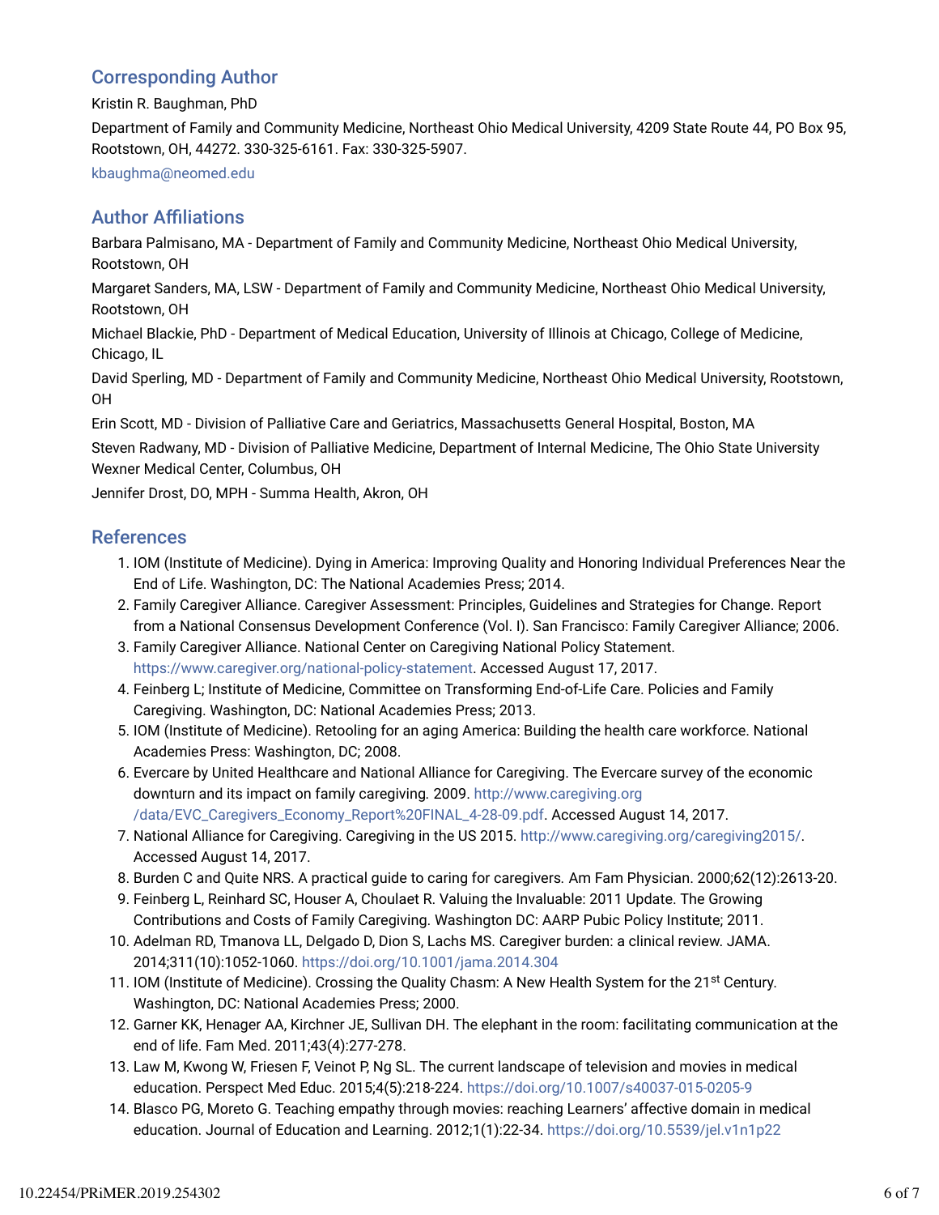## Corresponding Author

Kristin R. Baughman, PhD

Department of Family and Community Medicine, Northeast Ohio Medical University, 4209 State Route 44, PO Box 95, Rootstown, OH, 44272. 330-325-6161. Fax: 330-325-5907.

kbaughma@neomed.edu

## Author Affiliations

Barbara Palmisano, MA - Department of Family and Community Medicine, Northeast Ohio Medical University, Rootstown, OH

Margaret Sanders, MA, LSW - Department of Family and Community Medicine, Northeast Ohio Medical University, Rootstown, OH

Michael Blackie, PhD - Department of Medical Education, University of Illinois at Chicago, College of Medicine, Chicago, IL

David Sperling, MD - Department of Family and Community Medicine, Northeast Ohio Medical University, Rootstown, OH

Erin Scott, MD - Division of Palliative Care and Geriatrics, Massachusetts General Hospital, Boston, MA

Steven Radwany, MD - Division of Palliative Medicine, Department of Internal Medicine, The Ohio State University Wexner Medical Center, Columbus, OH

Jennifer Drost, DO, MPH - Summa Health, Akron, OH

## References

1. IOM (Institute of Medicine). Dying in America: Improving Quality and Honoring Individual Preferences Near the End of Life. Washington, DC: The National Academies Press; 2014.
2. Family Caregiver Alliance. Caregiver Assessment: Principles, Guidelines and Strategies for Change. Report from a National Consensus Development Conference (Vol. I). San Francisco: Family Caregiver Alliance; 2006.
3. Family Caregiver Alliance. National Center on Caregiving National Policy Statement. https://www.caregiver.org/national-policy-statement. Accessed August 17, 2017.
4. Feinberg L; Institute of Medicine, Committee on Transforming End-of-Life Care. Policies and Family Caregiving. Washington, DC: National Academies Press; 2013.
5. IOM (Institute of Medicine). Retooling for an aging America: Building the health care workforce. National Academies Press: Washington, DC; 2008.
6. Evercare by United Healthcare and National Alliance for Caregiving. The Evercare survey of the economic downturn and its impact on family caregiving. 2009. http://www.caregiving.org/data/EVC_Caregivers_Economy_Report%20FINAL_4-28-09.pdf. Accessed August 14, 2017.
7. National Alliance for Caregiving. Caregiving in the US 2015. http://www.caregiving.org/caregiving2015/. Accessed August 14, 2017.
8. Burden C and Quite NRS. A practical guide to caring for caregivers. Am Fam Physician. 2000;62(12):2613-20.
9. Feinberg L, Reinhard SC, Houser A, Choulaet R. Valuing the Invaluable: 2011 Update. The Growing Contributions and Costs of Family Caregiving. Washington DC: AARP Pubic Policy Institute; 2011.
10. Adelman RD, Tmanova LL, Delgado D, Dion S, Lachs MS. Caregiver burden: a clinical review. JAMA. 2014;311(10):1052-1060. https://doi.org/10.1001/jama.2014.304
11. IOM (Institute of Medicine). Crossing the Quality Chasm: A New Health System for the 21st Century. Washington, DC: National Academies Press; 2000.
12. Garner KK, Henager AA, Kirchner JE, Sullivan DH. The elephant in the room: facilitating communication at the end of life. Fam Med. 2011;43(4):277-278.
13. Law M, Kwong W, Friesen F, Veinot P, Ng SL. The current landscape of television and movies in medical education. Perspect Med Educ. 2015;4(5):218-224. https://doi.org/10.1007/s40037-015-0205-9
14. Blasco PG, Moreto G. Teaching empathy through movies: reaching Learners' affective domain in medical education. Journal of Education and Learning. 2012;1(1):22-34. https://doi.org/10.5539/jel.v1n1p22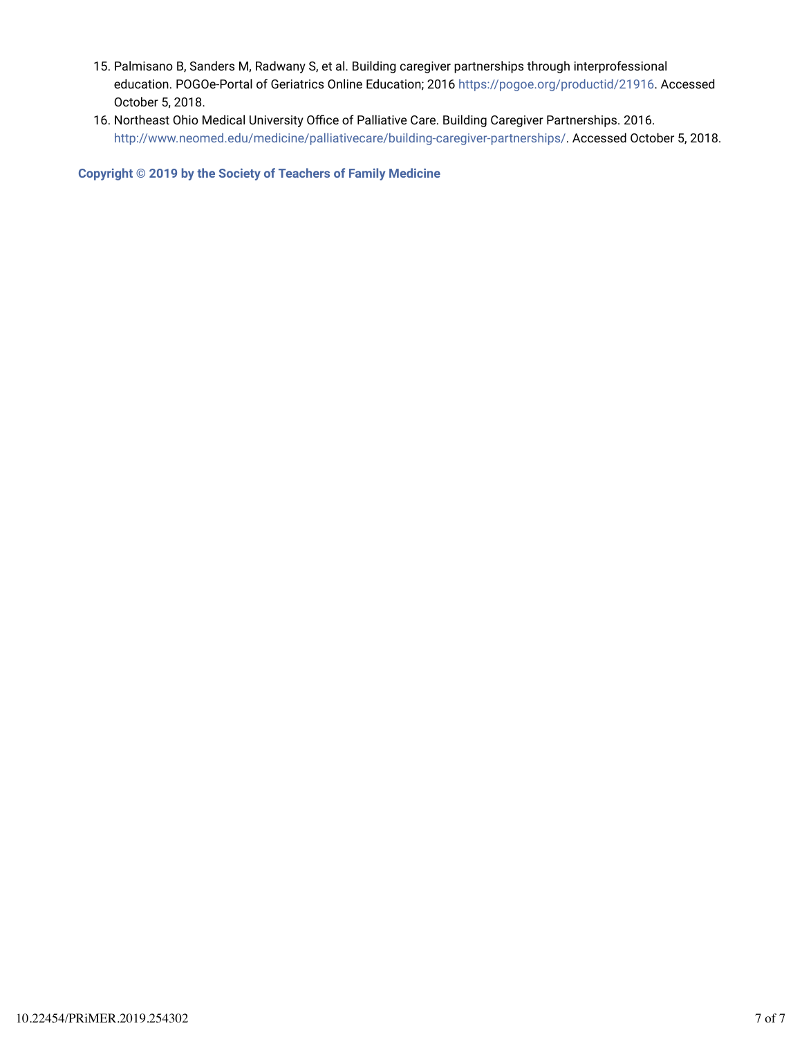15. Palmisano B, Sanders M, Radwany S, et al. Building caregiver partnerships through interprofessional education. POGOe-Portal of Geriatrics Online Education; 2016 https://pogoe.org/productid/21916. Accessed October 5, 2018.
16. Northeast Ohio Medical University Office of Palliative Care. Building Caregiver Partnerships. 2016. http://www.neomed.edu/medicine/palliativecare/building-caregiver-partnerships/. Accessed October 5, 2018.

**Copyright © 2019 by the Society of Teachers of Family Medicine**